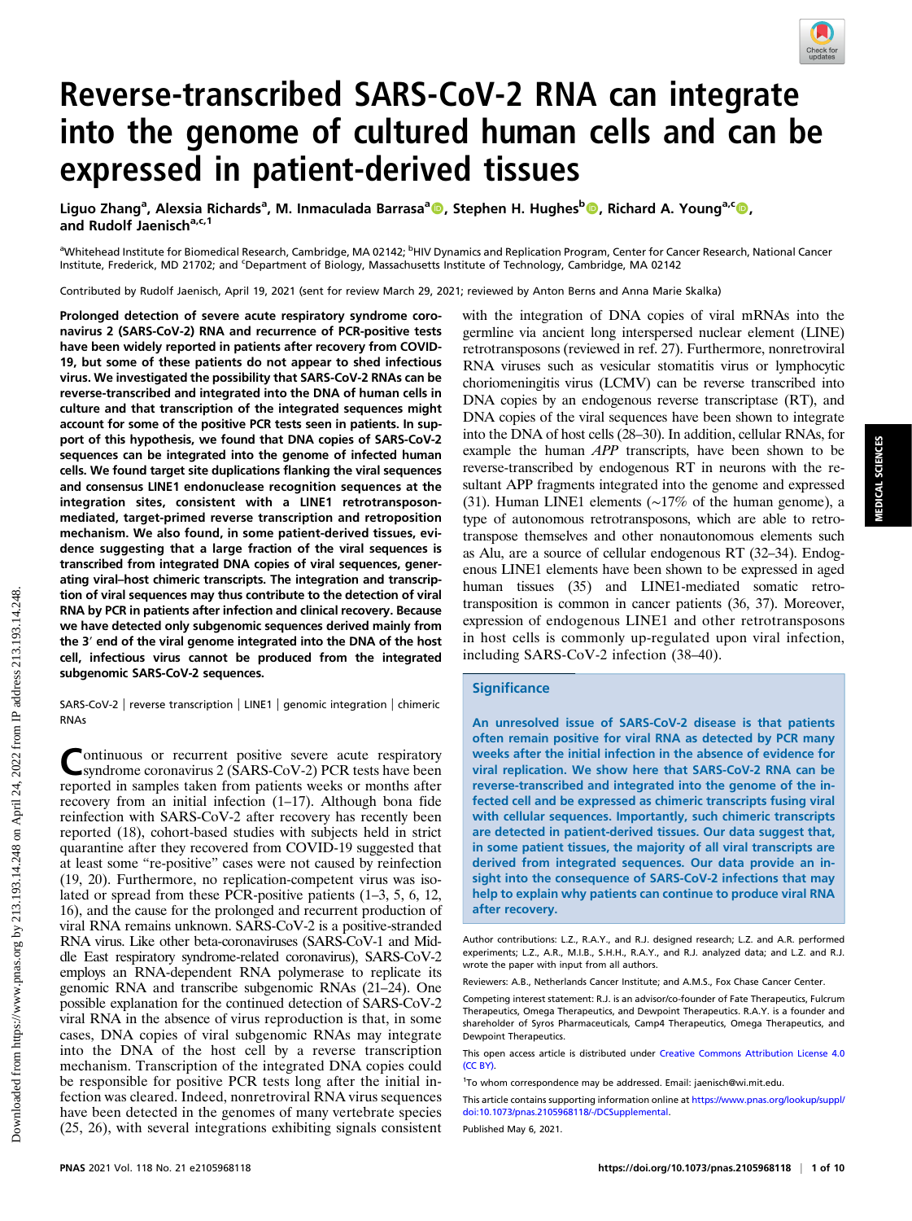# Reverse-transcribed SARS-CoV-2 RNA can integrate into the genome of cultured human cells and can be expressed in patient-derived tissues

Liguo Zhang[a], Alexsia Richards[a], M. Inmaculada Barrasa[a], Stephen H. Hughes[b], Richard A. Young[a,c], and Rudolf Jaenisch[a,c,1]

[a]Whitehead Institute for Biomedical Research, Cambridge, MA 02142; [b]HIV Dynamics and Replication Program, Center for Cancer Research, National Cancer Institute, Frederick, MD 21702; and [c]Department of Biology, Massachusetts Institute of Technology, Cambridge, MA 02142

Contributed by Rudolf Jaenisch, April 19, 2021 (sent for review March 29, 2021; reviewed by Anton Berns and Anna Marie Skalka)

**Prolonged detection of severe acute respiratory syndrome coronavirus 2 (SARS-CoV-2) RNA and recurrence of PCR-positive tests have been widely reported in patients after recovery from COVID-19, but some of these patients do not appear to shed infectious virus. We investigated the possibility that SARS-CoV-2 RNAs can be reverse-transcribed and integrated into the DNA of human cells in culture and that transcription of the integrated sequences might account for some of the positive PCR tests seen in patients. In support of this hypothesis, we found that DNA copies of SARS-CoV-2 sequences can be integrated into the genome of infected human cells. We found target site duplications flanking the viral sequences and consensus LINE1 endonuclease recognition sequences at the integration sites, consistent with a LINE1 retrotransposon-mediated, target-primed reverse transcription and retroposition mechanism. We also found, in some patient-derived tissues, evidence suggesting that a large fraction of the viral sequences is transcribed from integrated DNA copies of viral sequences, generating viral–host chimeric transcripts. The integration and transcription of viral sequences may thus contribute to the detection of viral RNA by PCR in patients after infection and clinical recovery. Because we have detected only subgenomic sequences derived mainly from the 3′ end of the viral genome integrated into the DNA of the host cell, infectious virus cannot be produced from the integrated subgenomic SARS-CoV-2 sequences.**

SARS-CoV-2 | reverse transcription | LINE1 | genomic integration | chimeric RNAs

Continuous or recurrent positive severe acute respiratory syndrome coronavirus 2 (SARS-CoV-2) PCR tests have been reported in samples taken from patients weeks or months after recovery from an initial infection (1–17). Although bona fide reinfection with SARS-CoV-2 after recovery has recently been reported (18), cohort-based studies with subjects held in strict quarantine after they recovered from COVID-19 suggested that at least some "re-positive" cases were not caused by reinfection (19, 20). Furthermore, no replication-competent virus was isolated or spread from these PCR-positive patients (1–3, 5, 6, 12, 16), and the cause for the prolonged and recurrent production of viral RNA remains unknown. SARS-CoV-2 is a positive-stranded RNA virus. Like other beta-coronaviruses (SARS-CoV-1 and Middle East respiratory syndrome-related coronavirus), SARS-CoV-2 employs an RNA-dependent RNA polymerase to replicate its genomic RNA and transcribe subgenomic RNAs (21–24). One possible explanation for the continued detection of SARS-CoV-2 viral RNA in the absence of virus reproduction is that, in some cases, DNA copies of viral subgenomic RNAs may integrate into the DNA of the host cell by a reverse transcription mechanism. Transcription of the integrated DNA copies could be responsible for positive PCR tests long after the initial infection was cleared. Indeed, nonretroviral RNA virus sequences have been detected in the genomes of many vertebrate species (25, 26), with several integrations exhibiting signals consistent with the integration of DNA copies of viral mRNAs into the germline via ancient long interspersed nuclear element (LINE) retrotransposons (reviewed in ref. 27). Furthermore, nonretroviral RNA viruses such as vesicular stomatitis virus or lymphocytic choriomeningitis virus (LCMV) can be reverse transcribed into DNA copies by an endogenous reverse transcriptase (RT), and DNA copies of the viral sequences have been shown to integrate into the DNA of host cells (28–30). In addition, cellular RNAs, for example the human *APP* transcripts, have been shown to be reverse-transcribed by endogenous RT in neurons with the resultant APP fragments integrated into the genome and expressed (31). Human LINE1 elements (∼17% of the human genome), a type of autonomous retrotransposons, which are able to retrotranspose themselves and other nonautonomous elements such as Alu, are a source of cellular endogenous RT (32–34). Endogenous LINE1 elements have been shown to be expressed in aged human tissues (35) and LINE1-mediated somatic retrotransposition is common in cancer patients (36, 37). Moreover, expression of endogenous LINE1 and other retrotransposons in host cells is commonly up-regulated upon viral infection, including SARS-CoV-2 infection (38–40).

## Significance

An unresolved issue of SARS-CoV-2 disease is that patients often remain positive for viral RNA as detected by PCR many weeks after the initial infection in the absence of evidence for viral replication. We show here that SARS-CoV-2 RNA can be reverse-transcribed and integrated into the genome of the infected cell and be expressed as chimeric transcripts fusing viral with cellular sequences. Importantly, such chimeric transcripts are detected in patient-derived tissues. Our data suggest that, in some patient tissues, the majority of all viral transcripts are derived from integrated sequences. Our data provide an insight into the consequence of SARS-CoV-2 infections that may help to explain why patients can continue to produce viral RNA after recovery.

Author contributions: L.Z., R.A.Y., and R.J. designed research; L.Z. and A.R. performed experiments; L.Z., A.R., M.I.B., S.H.H., R.A.Y., and R.J. analyzed data; and L.Z. and R.J. wrote the paper with input from all authors.

Reviewers: A.B., Netherlands Cancer Institute; and A.M.S., Fox Chase Cancer Center.

Competing interest statement: R.J. is an advisor/co-founder of Fate Therapeutics, Fulcrum Therapeutics, Omega Therapeutics, and Dewpoint Therapeutics. R.A.Y. is a founder and shareholder of Syros Pharmaceuticals, Camp4 Therapeutics, Omega Therapeutics, and Dewpoint Therapeutics.

This open access article is distributed under Creative Commons Attribution License 4.0 (CC BY).

[1]To whom correspondence may be addressed. Email: jaenisch@wi.mit.edu.

This article contains supporting information online at https://www.pnas.org/lookup/suppl/doi:10.1073/pnas.2105968118/-/DCSupplemental.

Published May 6, 2021.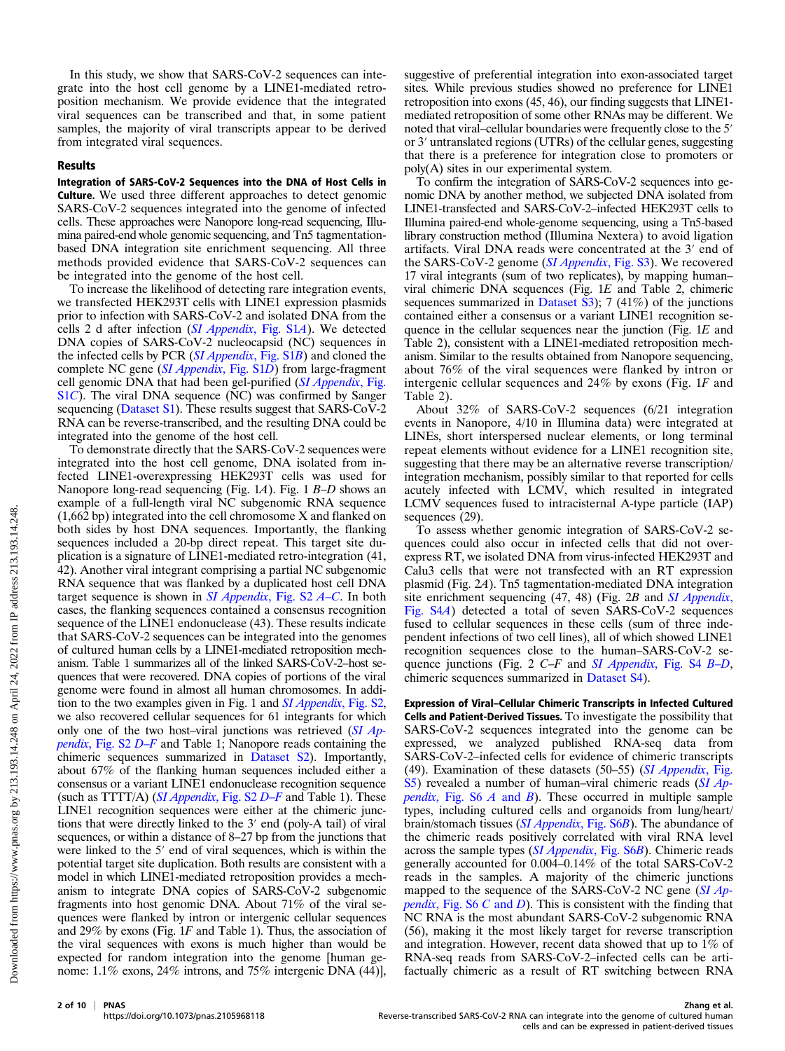In this study, we show that SARS-CoV-2 sequences can integrate into the host cell genome by a LINE1-mediated retroposition mechanism. We provide evidence that the integrated viral sequences can be transcribed and that, in some patient samples, the majority of viral transcripts appear to be derived from integrated viral sequences.

## Results

**Integration of SARS-CoV-2 Sequences into the DNA of Host Cells in Culture.** We used three different approaches to detect genomic SARS-CoV-2 sequences integrated into the genome of infected cells. These approaches were Nanopore long-read sequencing, Illumina paired-end whole genomic sequencing, and Tn5 tagmentation-based DNA integration site enrichment sequencing. All three methods provided evidence that SARS-CoV-2 sequences can be integrated into the genome of the host cell.

To increase the likelihood of detecting rare integration events, we transfected HEK293T cells with LINE1 expression plasmids prior to infection with SARS-CoV-2 and isolated DNA from the cells 2 d after infection (*SI Appendix*, Fig. S1*A*). We detected DNA copies of SARS-CoV-2 nucleocapsid (NC) sequences in the infected cells by PCR (*SI Appendix*, Fig. S1*B*) and cloned the complete NC gene (*SI Appendix*, Fig. S1*D*) from large-fragment cell genomic DNA that had been gel-purified (*SI Appendix*, Fig. S1*C*). The viral DNA sequence (NC) was confirmed by Sanger sequencing (Dataset S1). These results suggest that SARS-CoV-2 RNA can be reverse-transcribed, and the resulting DNA could be integrated into the genome of the host cell.

To demonstrate directly that the SARS-CoV-2 sequences were integrated into the host cell genome, DNA isolated from infected LINE1-overexpressing HEK293T cells was used for Nanopore long-read sequencing (Fig. 1*A*). Fig. 1 *B–D* shows an example of a full-length viral NC subgenomic RNA sequence (1,662 bp) integrated into the cell chromosome X and flanked on both sides by host DNA sequences. Importantly, the flanking sequences included a 20-bp direct repeat. This target site duplication is a signature of LINE1-mediated retro-integration (41, 42). Another viral integrant comprising a partial NC subgenomic RNA sequence that was flanked by a duplicated host cell DNA target sequence is shown in *SI Appendix*, Fig. S2 *A–C*. In both cases, the flanking sequences contained a consensus recognition sequence of the LINE1 endonuclease (43). These results indicate that SARS-CoV-2 sequences can be integrated into the genomes of cultured human cells by a LINE1-mediated retroposition mechanism. Table 1 summarizes all of the linked SARS-CoV-2–host sequences that were recovered. DNA copies of portions of the viral genome were found in almost all human chromosomes. In addition to the two examples given in Fig. 1 and *SI Appendix*, Fig. S2, we also recovered cellular sequences for 61 integrants for which only one of the two host–viral junctions was retrieved (*SI Appendix*, Fig. S2 *D–F* and Table 1; Nanopore reads containing the chimeric sequences summarized in Dataset S2). Importantly, about 67% of the flanking human sequences included either a consensus or a variant LINE1 endonuclease recognition sequence (such as TTTT/A) (*SI Appendix*, Fig. S2 *D–F* and Table 1). These LINE1 recognition sequences were either at the chimeric junctions that were directly linked to the 3′ end (poly-A tail) of viral sequences, or within a distance of 8–27 bp from the junctions that were linked to the 5′ end of viral sequences, which is within the potential target site duplication. Both results are consistent with a model in which LINE1-mediated retroposition provides a mechanism to integrate DNA copies of SARS-CoV-2 subgenomic fragments into host genomic DNA. About 71% of the viral sequences were flanked by intron or intergenic cellular sequences and 29% by exons (Fig. 1*F* and Table 1). Thus, the association of the viral sequences with exons is much higher than would be expected for random integration into the genome [human genome: 1.1% exons, 24% introns, and 75% intergenic DNA (44)], suggestive of preferential integration into exon-associated target sites. While previous studies showed no preference for LINE1 retroposition into exons (45, 46), our finding suggests that LINE1-mediated retroposition of some other RNAs may be different. We noted that viral–cellular boundaries were frequently close to the 5′ or 3′ untranslated regions (UTRs) of the cellular genes, suggesting that there is a preference for integration close to promoters or poly(A) sites in our experimental system.

To confirm the integration of SARS-CoV-2 sequences into genomic DNA by another method, we subjected DNA isolated from LINE1-transfected and SARS-CoV-2–infected HEK293T cells to Illumina paired-end whole-genome sequencing, using a Tn5-based library construction method (Illumina Nextera) to avoid ligation artifacts. Viral DNA reads were concentrated at the 3′ end of the SARS-CoV-2 genome (*SI Appendix*, Fig. S3). We recovered 17 viral integrants (sum of two replicates), by mapping human–viral chimeric DNA sequences (Fig. 1*E* and Table 2, chimeric sequences summarized in Dataset S3); 7 (41%) of the junctions contained either a consensus or a variant LINE1 recognition sequence in the cellular sequences near the junction (Fig. 1*E* and Table 2), consistent with a LINE1-mediated retroposition mechanism. Similar to the results obtained from Nanopore sequencing, about 76% of the viral sequences were flanked by intron or intergenic cellular sequences and 24% by exons (Fig. 1*F* and Table 2).

About 32% of SARS-CoV-2 sequences (6/21 integration events in Nanopore, 4/10 in Illumina data) were integrated at LINEs, short interspersed nuclear elements, or long terminal repeat elements without evidence for a LINE1 recognition site, suggesting that there may be an alternative reverse transcription/integration mechanism, possibly similar to that reported for cells acutely infected with LCMV, which resulted in integrated LCMV sequences fused to intracisternal A-type particle (IAP) sequences (29).

To assess whether genomic integration of SARS-CoV-2 sequences could also occur in infected cells that did not overexpress RT, we isolated DNA from virus-infected HEK293T and Calu3 cells that were not transfected with an RT expression plasmid (Fig. 2*A*). Tn5 tagmentation-mediated DNA integration site enrichment sequencing (47, 48) (Fig. 2*B* and *SI Appendix*, Fig. S4*A*) detected a total of seven SARS-CoV-2 sequences fused to cellular sequences in these cells (sum of three independent infections of two cell lines), all of which showed LINE1 recognition sequences close to the human–SARS-CoV-2 sequence junctions (Fig. 2 *C–F* and *SI Appendix*, Fig. S4 *B–D*, chimeric sequences summarized in Dataset S4).

**Expression of Viral–Cellular Chimeric Transcripts in Infected Cultured Cells and Patient-Derived Tissues.** To investigate the possibility that SARS-CoV-2 sequences integrated into the genome can be expressed, we analyzed published RNA-seq data from SARS-CoV-2–infected cells for evidence of chimeric transcripts (49). Examination of these datasets (50–55) (*SI Appendix*, Fig. S5) revealed a number of human–viral chimeric reads (*SI Appendix*, Fig. S6 *A* and *B*). These occurred in multiple sample types, including cultured cells and organoids from lung/heart/brain/stomach tissues (*SI Appendix*, Fig. S6*B*). The abundance of the chimeric reads positively correlated with viral RNA level across the sample types (*SI Appendix*, Fig. S6*B*). Chimeric reads generally accounted for 0.004–0.14% of the total SARS-CoV-2 reads in the samples. A majority of the chimeric junctions mapped to the sequence of the SARS-CoV-2 NC gene (*SI Appendix*, Fig. S6 *C* and *D*). This is consistent with the finding that NC RNA is the most abundant SARS-CoV-2 subgenomic RNA (56), making it the most likely target for reverse transcription and integration. However, recent data showed that up to 1% of RNA-seq reads from SARS-CoV-2–infected cells can be artifactually chimeric as a result of RT switching between RNA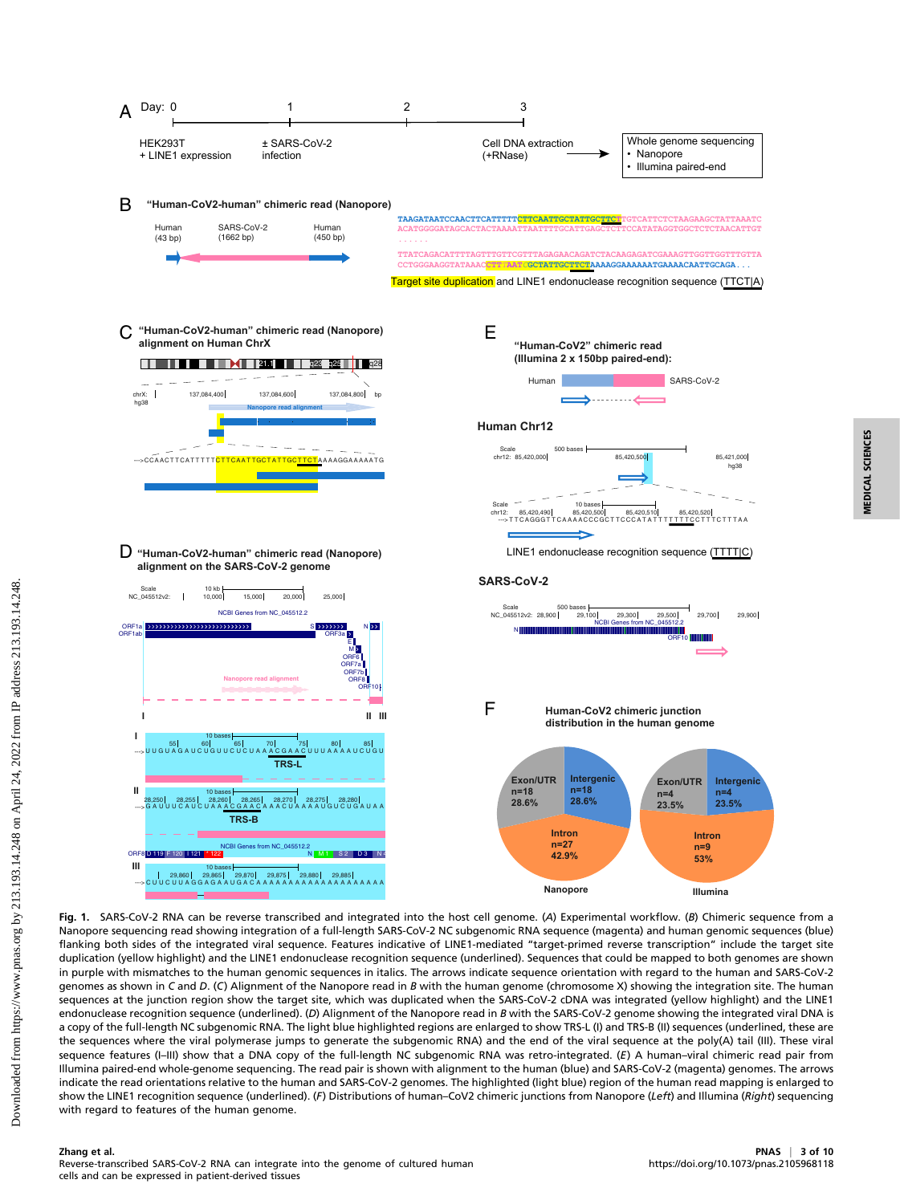**Fig. 1.** SARS-CoV-2 RNA can be reverse transcribed and integrated into the host cell genome. (*A*) Experimental workflow. (*B*) Chimeric sequence from a Nanopore sequencing read showing integration of a full-length SARS-CoV-2 NC subgenomic RNA sequence (magenta) and human genomic sequences (blue) flanking both sides of the integrated viral sequence. Features indicative of LINE1-mediated "target-primed reverse transcription" include the target site duplication (yellow highlight) and the LINE1 endonuclease recognition sequence (underlined). Sequences that could be mapped to both genomes are shown in purple with mismatches to the human genomic sequences in italics. The arrows indicate sequence orientation with regard to the human and SARS-CoV-2 genomes as shown in *C* and *D*. (*C*) Alignment of the Nanopore read in *B* with the human genome (chromosome X) showing the integration site. The human sequences at the junction region show the target site, which was duplicated when the SARS-CoV-2 cDNA was integrated (yellow highlight) and the LINE1 endonuclease recognition sequence (underlined). (*D*) Alignment of the Nanopore read in *B* with the SARS-CoV-2 genome showing the integrated viral DNA is a copy of the full-length NC subgenomic RNA. The light blue highlighted regions are enlarged to show TRS-L (I) and TRS-B (II) sequences (underlined, these are the sequences where the viral polymerase jumps to generate the subgenomic RNA) and the end of the viral sequence at the poly(A) tail (III). These viral sequence features (I–III) show that a DNA copy of the full-length NC subgenomic RNA was retro-integrated. (*E*) A human–viral chimeric read pair from Illumina paired-end whole-genome sequencing. The read pair is shown with alignment to the human (blue) and SARS-CoV-2 (magenta) genomes. The arrows indicate the read orientations relative to the human and SARS-CoV-2 genomes. The highlighted (light blue) region of the human read mapping is enlarged to show the LINE1 recognition sequence (underlined). (*F*) Distributions of human–CoV2 chimeric junctions from Nanopore (*Left*) and Illumina (*Right*) sequencing with regard to features of the human genome.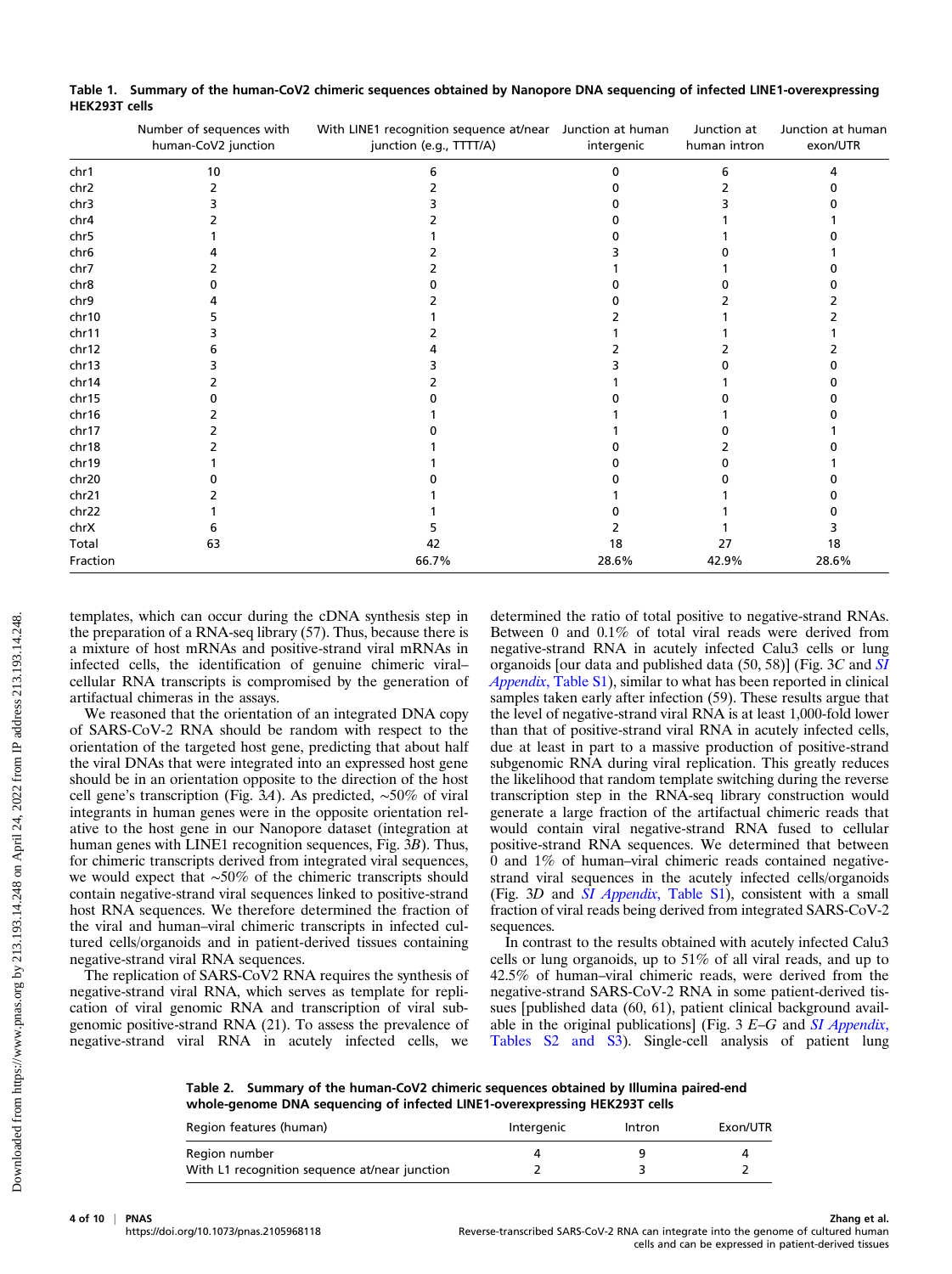**Table 1. Summary of the human-CoV2 chimeric sequences obtained by Nanopore DNA sequencing of infected LINE1-overexpressing HEK293T cells**

| | Number of sequences with human-CoV2 junction | With LINE1 recognition sequence at/near junction (e.g., TTTT/A) | Junction at human intergenic | Junction at human intron | Junction at human exon/UTR |
|---|---|---|---|---|---|
| chr1 | 10 | 6 | 0 | 6 | 4 |
| chr2 | 2 | 2 | 0 | 2 | 0 |
| chr3 | 3 | 3 | 0 | 3 | 0 |
| chr4 | 2 | 2 | 0 | 1 | 1 |
| chr5 | 1 | 1 | 0 | 1 | 0 |
| chr6 | 4 | 2 | 3 | 0 | 1 |
| chr7 | 2 | 2 | 1 | 1 | 0 |
| chr8 | 0 | 0 | 0 | 0 | 0 |
| chr9 | 4 | 2 | 0 | 2 | 2 |
| chr10 | 5 | 1 | 2 | 1 | 2 |
| chr11 | 3 | 2 | 1 | 1 | 1 |
| chr12 | 6 | 4 | 2 | 2 | 2 |
| chr13 | 3 | 3 | 3 | 0 | 0 |
| chr14 | 2 | 2 | 1 | 1 | 0 |
| chr15 | 0 | 0 | 0 | 0 | 0 |
| chr16 | 2 | 1 | 1 | 1 | 0 |
| chr17 | 2 | 0 | 1 | 0 | 1 |
| chr18 | 2 | 1 | 0 | 2 | 0 |
| chr19 | 1 | 1 | 0 | 0 | 1 |
| chr20 | 0 | 0 | 0 | 0 | 0 |
| chr21 | 2 | 1 | 1 | 1 | 0 |
| chr22 | 1 | 1 | 0 | 1 | 0 |
| chrX | 6 | 5 | 2 | 1 | 3 |
| Total | 63 | 42 | 18 | 27 | 18 |
| Fraction | | 66.7% | 28.6% | 42.9% | 28.6% |

templates, which can occur during the cDNA synthesis step in the preparation of a RNA-seq library (57). Thus, because there is a mixture of host mRNAs and positive-strand viral mRNAs in infected cells, the identification of genuine chimeric viral–cellular RNA transcripts is compromised by the generation of artifactual chimeras in the assays.

We reasoned that the orientation of an integrated DNA copy of SARS-CoV-2 RNA should be random with respect to the orientation of the targeted host gene, predicting that about half the viral DNAs that were integrated into an expressed host gene should be in an orientation opposite to the direction of the host cell gene's transcription (Fig. 3A). As predicted, ∼50% of viral integrants in human genes were in the opposite orientation relative to the host gene in our Nanopore dataset (integration at human genes with LINE1 recognition sequences, Fig. 3B). Thus, for chimeric transcripts derived from integrated viral sequences, we would expect that ∼50% of the chimeric transcripts should contain negative-strand viral sequences linked to positive-strand host RNA sequences. We therefore determined the fraction of the viral and human–viral chimeric transcripts in infected cultured cells/organoids and in patient-derived tissues containing negative-strand viral RNA sequences.

The replication of SARS-CoV2 RNA requires the synthesis of negative-strand viral RNA, which serves as template for replication of viral genomic RNA and transcription of viral subgenomic positive-strand RNA (21). To assess the prevalence of negative-strand viral RNA in acutely infected cells, we determined the ratio of total positive to negative-strand RNAs. Between 0 and 0.1% of total viral reads were derived from negative-strand RNA in acutely infected Calu3 cells or lung organoids [our data and published data (50, 58)] (Fig. 3C and *SI Appendix*, Table S1), similar to what has been reported in clinical samples taken early after infection (59). These results argue that the level of negative-strand viral RNA is at least 1,000-fold lower than that of positive-strand viral RNA in acutely infected cells, due at least in part to a massive production of positive-strand subgenomic RNA during viral replication. This greatly reduces the likelihood that random template switching during the reverse transcription step in the RNA-seq library construction would generate a large fraction of the artifactual chimeric reads that would contain viral negative-strand RNA fused to cellular positive-strand RNA sequences. We determined that between 0 and 1% of human–viral chimeric reads contained negative-strand viral sequences in the acutely infected cells/organoids (Fig. 3D and *SI Appendix*, Table S1), consistent with a small fraction of viral reads being derived from integrated SARS-CoV-2 sequences.

In contrast to the results obtained with acutely infected Calu3 cells or lung organoids, up to 51% of all viral reads, and up to 42.5% of human–viral chimeric reads, were derived from the negative-strand SARS-CoV-2 RNA in some patient-derived tissues [published data (60, 61), patient clinical background available in the original publications] (Fig. 3 E–G and *SI Appendix*, Tables S2 and S3). Single-cell analysis of patient lung

**Table 2. Summary of the human-CoV2 chimeric sequences obtained by Illumina paired-end whole-genome DNA sequencing of infected LINE1-overexpressing HEK293T cells**

| Region features (human) | Intergenic | Intron | Exon/UTR |
|---|---|---|---|
| Region number | 4 | 9 | 4 |
| With L1 recognition sequence at/near junction | 2 | 3 | 2 |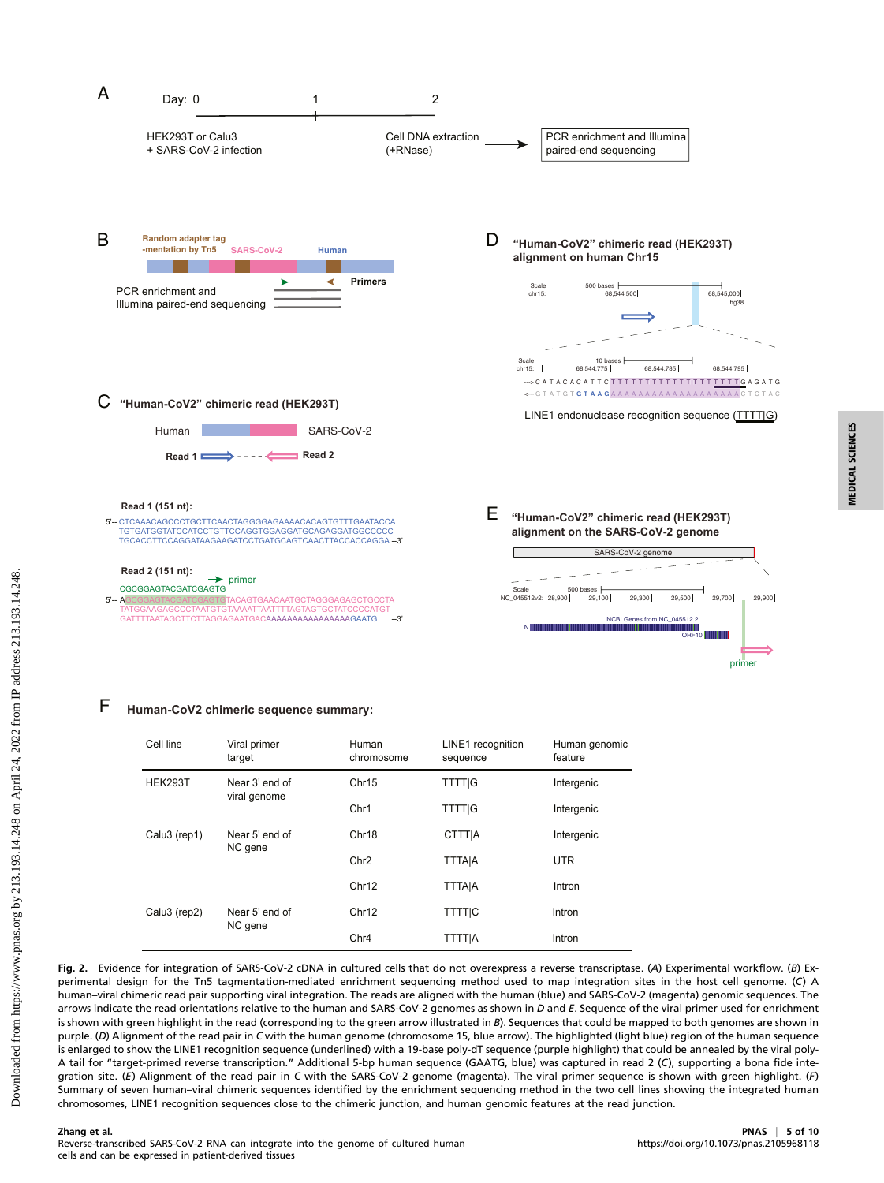**A**

Day: 0 — 1 — 2

HEK293T or Calu3 + SARS-CoV-2 infection

Cell DNA extraction (+RNase) → PCR enrichment and Illumina paired-end sequencing

**B**

Random adapter tag-mentation by Tn5 — SARS-CoV-2 — Human

Primers

PCR enrichment and Illumina paired-end sequencing

**C** "Human-CoV2" chimeric read (HEK293T)

Human — SARS-CoV-2

Read 1 - - - Read 2

Read 1 (151 nt):

5′– CTCAAACAGCCCTGCTTCAACTAGGGGAGAAAACACAGTGTTTGAATACCA TGTGATGGTATCCATCCTGTTCCAGGTGGAGGATGCAGAGGATGGCCCCC TGCACCTTCCAGGATAAGAAGATCCTGATGCAGTCAACTTACCACCAGGA –3′

Read 2 (151 nt):

primer CGCGGAGTACGATCGAGTG

5′– AGCGGAGTACGATCGAGTGTACAGTGAACAATGCTAGGGAGAGCTGCCTA TATGGAAGAGCCCTAATGTGTAAAATTAATTTTAGTAGTGCTATCCCCATGT GATTTTAATAGCTTCTTAGGAGAATGACAAAAAAAAAAAAAAAAGAATG –3′

**D** "Human-CoV2" chimeric read (HEK293T) alignment on human Chr15

Scale 500 bases; chr15: 68,544,500 – 68,545,000; hg38

Scale 10 bases; chr15: 68,544,775 – 68,544,785 – 68,544,795

--->CATACACATTCTTTTTTTTTTTTTTTTTTGAGATG

<---GTATGTGTAAGAAAAAAAAAAAAAAAAAAACTCTAC

LINE1 endonuclease recognition sequence (TTTT|G)

**E** "Human-CoV2" chimeric read (HEK293T) alignment on the SARS-CoV-2 genome

SARS-CoV-2 genome

Scale 500 bases; NC_045512v2: 28,900 – 29,100 – 29,300 – 29,500 – 29,700 – 29,900

NCBI Genes from NC_045512.2; N; ORF10

primer

**F** Human-CoV2 chimeric sequence summary:

| Cell line | Viral primer target | Human chromosome | LINE1 recognition sequence | Human genomic feature |
|---|---|---|---|---|
| HEK293T | Near 3′ end of viral genome | Chr15 | TTTT\|G | Intergenic |
| | | Chr1 | TTTT\|G | Intergenic |
| Calu3 (rep1) | Near 5′ end of NC gene | Chr18 | CTTT\|A | Intergenic |
| | | Chr2 | TTTA\|A | UTR |
| | | Chr12 | TTTA\|A | Intron |
| Calu3 (rep2) | Near 5′ end of NC gene | Chr12 | TTTT\|C | Intron |
| | | Chr4 | TTTT\|A | Intron |

**Fig. 2.** Evidence for integration of SARS-CoV-2 cDNA in cultured cells that do not overexpress a reverse transcriptase. (*A*) Experimental workflow. (*B*) Experimental design for the Tn5 tagmentation-mediated enrichment sequencing method used to map integration sites in the host cell genome. (*C*) A human–viral chimeric read pair supporting viral integration. The reads are aligned with the human (blue) and SARS-CoV-2 (magenta) genomic sequences. The arrows indicate the read orientations relative to the human and SARS-CoV-2 genomes as shown in *D* and *E*. Sequence of the viral primer used for enrichment is shown with green highlight in the read (corresponding to the green arrow illustrated in *B*). Sequences that could be mapped to both genomes are shown in purple. (*D*) Alignment of the read pair in *C* with the human genome (chromosome 15, blue arrow). The highlighted (light blue) region of the human sequence is enlarged to show the LINE1 recognition sequence (underlined) with a 19-base poly-dT sequence (purple highlight) that could be annealed by the viral poly-A tail for "target-primed reverse transcription." Additional 5-bp human sequence (GAATG, blue) was captured in read 2 (*C*), supporting a bona fide integration site. (*E*) Alignment of the read pair in *C* with the SARS-CoV-2 genome (magenta). The viral primer sequence is shown with green highlight. (*F*) Summary of seven human–viral chimeric sequences identified by the enrichment sequencing method in the two cell lines showing the integrated human chromosomes, LINE1 recognition sequences close to the chimeric junction, and human genomic features at the read junction.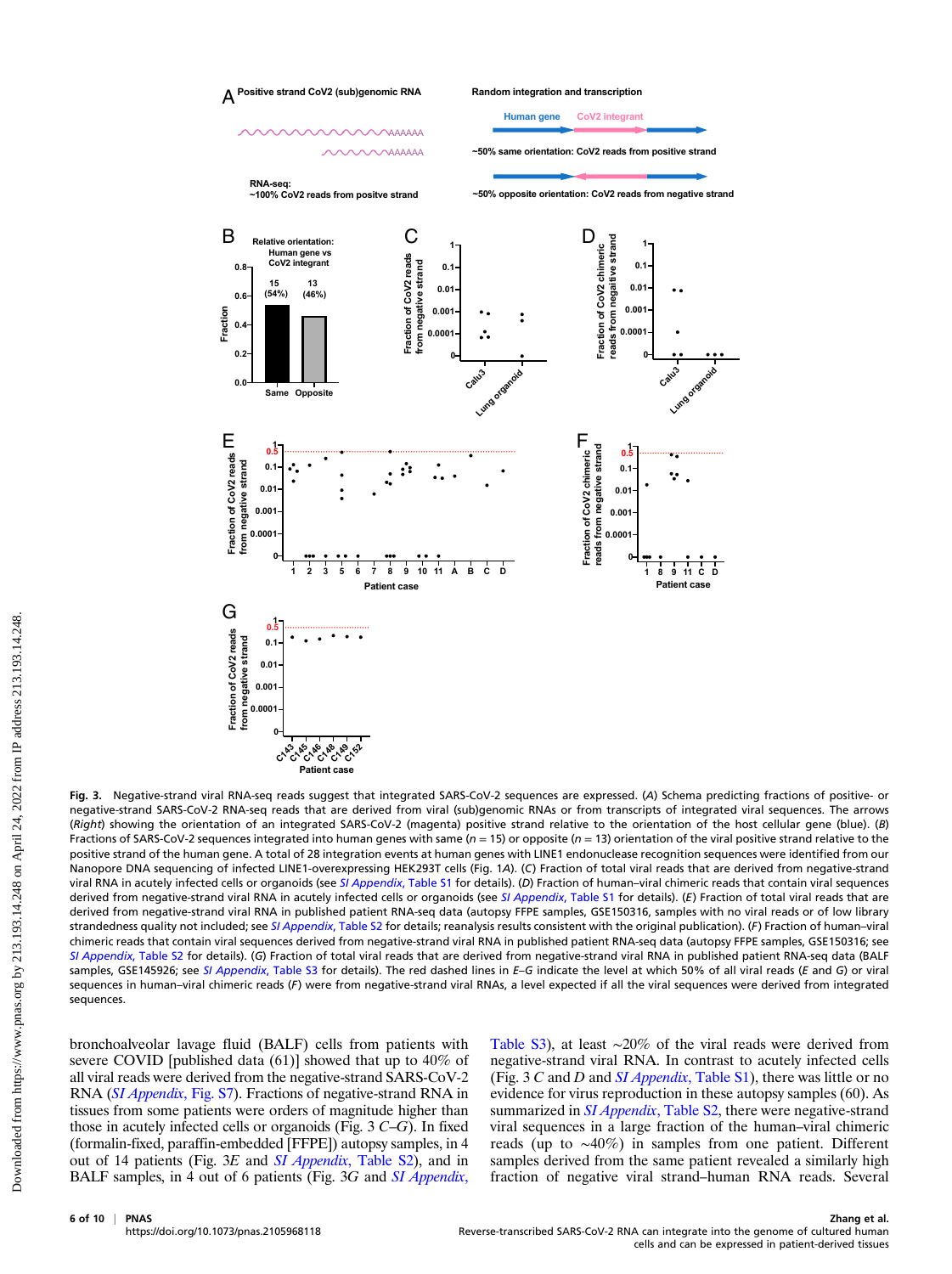**Fig. 3.** Negative-strand viral RNA-seq reads suggest that integrated SARS-CoV-2 sequences are expressed. (*A*) Schema predicting fractions of positive- or negative-strand SARS-CoV-2 RNA-seq reads that are derived from viral (sub)genomic RNAs or from transcripts of integrated viral sequences. The arrows (*Right*) showing the orientation of an integrated SARS-CoV-2 (magenta) positive strand relative to the orientation of the host cellular gene (blue). (*B*) Fractions of SARS-CoV-2 sequences integrated into human genes with same ($n = 15$) or opposite ($n = 13$) orientation of the viral positive strand relative to the positive strand of the human gene. A total of 28 integration events at human genes with LINE1 endonuclease recognition sequences were identified from our Nanopore DNA sequencing of infected LINE1-overexpressing HEK293T cells (Fig. 1*A*). (*C*) Fraction of total viral reads that are derived from negative-strand viral RNA in acutely infected cells or organoids (see *SI Appendix*, Table S1 for details). (*D*) Fraction of human–viral chimeric reads that contain viral sequences derived from negative-strand viral RNA in acutely infected cells or organoids (see *SI Appendix*, Table S1 for details). (*E*) Fraction of total viral reads that are derived from negative-strand viral RNA in published patient RNA-seq data (autopsy FFPE samples, GSE150316, samples with no viral reads or of low library strandedness quality not included; see *SI Appendix*, Table S2 for details; reanalysis results consistent with the original publication). (*F*) Fraction of human–viral chimeric reads that contain viral sequences derived from negative-strand viral RNA in published patient RNA-seq data (autopsy FFPE samples, GSE150316; see *SI Appendix*, Table S2 for details). (*G*) Fraction of total viral reads that are derived from negative-strand viral RNA in published patient RNA-seq data (BALF samples, GSE145926; see *SI Appendix*, Table S3 for details). The red dashed lines in *E*–*G* indicate the level at which 50% of all viral reads (*E* and *G*) or viral sequences in human–viral chimeric reads (*F*) were from negative-strand viral RNAs, a level expected if all the viral sequences were derived from integrated sequences.

bronchoalveolar lavage fluid (BALF) cells from patients with severe COVID [published data (61)] showed that up to 40% of all viral reads were derived from the negative-strand SARS-CoV-2 RNA (*SI Appendix*, Fig. S7). Fractions of negative-strand RNA in tissues from some patients were orders of magnitude higher than those in acutely infected cells or organoids (Fig. 3 *C*–*G*). In fixed (formalin-fixed, paraffin-embedded [FFPE]) autopsy samples, in 4 out of 14 patients (Fig. 3*E* and *SI Appendix*, Table S2), and in BALF samples, in 4 out of 6 patients (Fig. 3*G* and *SI Appendix*, Table S3), at least ∼20% of the viral reads were derived from negative-strand viral RNA. In contrast to acutely infected cells (Fig. 3 *C* and *D* and *SI Appendix*, Table S1), there was little or no evidence for virus reproduction in these autopsy samples (60). As summarized in *SI Appendix*, Table S2, there were negative-strand viral sequences in a large fraction of the human–viral chimeric reads (up to ∼40%) in samples from one patient. Different samples derived from the same patient revealed a similarly high fraction of negative viral strand–human RNA reads. Several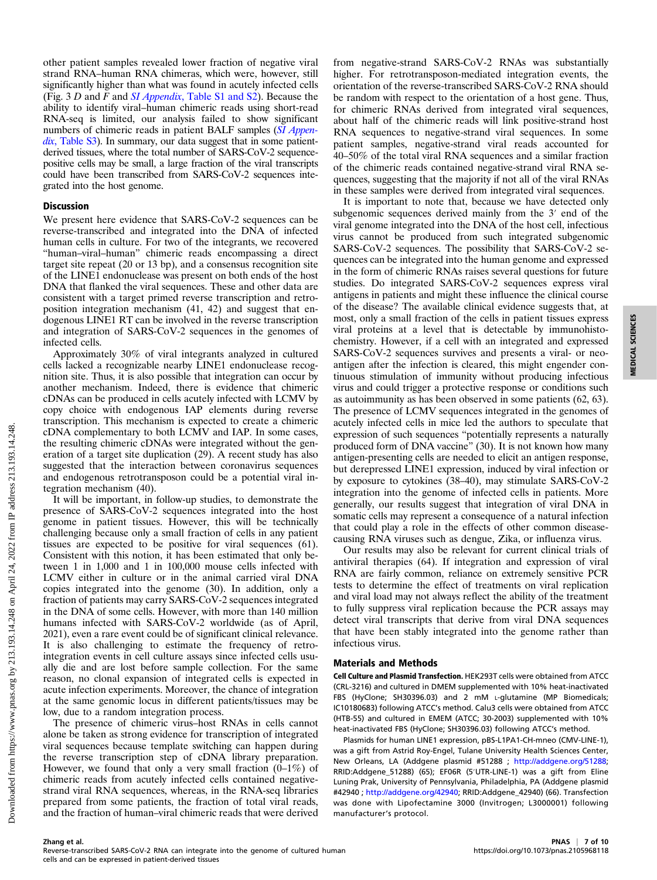other patient samples revealed lower fraction of negative viral strand RNA–human RNA chimeras, which were, however, still significantly higher than what was found in acutely infected cells (Fig. 3 *D* and *F* and *SI Appendix*, Table S1 and S2). Because the ability to identify viral–human chimeric reads using short-read RNA-seq is limited, our analysis failed to show significant numbers of chimeric reads in patient BALF samples (*SI Appendix*, Table S3). In summary, our data suggest that in some patient-derived tissues, where the total number of SARS-CoV-2 sequence-positive cells may be small, a large fraction of the viral transcripts could have been transcribed from SARS-CoV-2 sequences integrated into the host genome.

## Discussion

We present here evidence that SARS-CoV-2 sequences can be reverse-transcribed and integrated into the DNA of infected human cells in culture. For two of the integrants, we recovered "human–viral–human" chimeric reads encompassing a direct target site repeat (20 or 13 bp), and a consensus recognition site of the LINE1 endonuclease was present on both ends of the host DNA that flanked the viral sequences. These and other data are consistent with a target primed reverse transcription and retroposition integration mechanism (41, 42) and suggest that endogenous LINE1 RT can be involved in the reverse transcription and integration of SARS-CoV-2 sequences in the genomes of infected cells.

Approximately 30% of viral integrants analyzed in cultured cells lacked a recognizable nearby LINE1 endonuclease recognition site. Thus, it is also possible that integration can occur by another mechanism. Indeed, there is evidence that chimeric cDNAs can be produced in cells acutely infected with LCMV by copy choice with endogenous IAP elements during reverse transcription. This mechanism is expected to create a chimeric cDNA complementary to both LCMV and IAP. In some cases, the resulting chimeric cDNAs were integrated without the generation of a target site duplication (29). A recent study has also suggested that the interaction between coronavirus sequences and endogenous retrotransposon could be a potential viral integration mechanism (40).

It will be important, in follow-up studies, to demonstrate the presence of SARS-CoV-2 sequences integrated into the host genome in patient tissues. However, this will be technically challenging because only a small fraction of cells in any patient tissues are expected to be positive for viral sequences (61). Consistent with this notion, it has been estimated that only between 1 in 1,000 and 1 in 100,000 mouse cells infected with LCMV either in culture or in the animal carried viral DNA copies integrated into the genome (30). In addition, only a fraction of patients may carry SARS-CoV-2 sequences integrated in the DNA of some cells. However, with more than 140 million humans infected with SARS-CoV-2 worldwide (as of April, 2021), even a rare event could be of significant clinical relevance. It is also challenging to estimate the frequency of retro-integration events in cell culture assays since infected cells usually die and are lost before sample collection. For the same reason, no clonal expansion of integrated cells is expected in acute infection experiments. Moreover, the chance of integration at the same genomic locus in different patients/tissues may be low, due to a random integration process.

The presence of chimeric virus–host RNAs in cells cannot alone be taken as strong evidence for transcription of integrated viral sequences because template switching can happen during the reverse transcription step of cDNA library preparation. However, we found that only a very small fraction (0–1%) of chimeric reads from acutely infected cells contained negative-strand viral RNA sequences, whereas, in the RNA-seq libraries prepared from some patients, the fraction of total viral reads, and the fraction of human–viral chimeric reads that were derived from negative-strand SARS-CoV-2 RNAs was substantially higher. For retrotransposon-mediated integration events, the orientation of the reverse-transcribed SARS-CoV-2 RNA should be random with respect to the orientation of a host gene. Thus, for chimeric RNAs derived from integrated viral sequences, about half of the chimeric reads will link positive-strand host RNA sequences to negative-strand viral sequences. In some patient samples, negative-strand viral reads accounted for 40–50% of the total viral RNA sequences and a similar fraction of the chimeric reads contained negative-strand viral RNA sequences, suggesting that the majority if not all of the viral RNAs in these samples were derived from integrated viral sequences.

It is important to note that, because we have detected only subgenomic sequences derived mainly from the 3′ end of the viral genome integrated into the DNA of the host cell, infectious virus cannot be produced from such integrated subgenomic SARS-CoV-2 sequences. The possibility that SARS-CoV-2 sequences can be integrated into the human genome and expressed in the form of chimeric RNAs raises several questions for future studies. Do integrated SARS-CoV-2 sequences express viral antigens in patients and might these influence the clinical course of the disease? The available clinical evidence suggests that, at most, only a small fraction of the cells in patient tissues express viral proteins at a level that is detectable by immunohistochemistry. However, if a cell with an integrated and expressed SARS-CoV-2 sequences survives and presents a viral- or neo-antigen after the infection is cleared, this might engender continuous stimulation of immunity without producing infectious virus and could trigger a protective response or conditions such as autoimmunity as has been observed in some patients (62, 63). The presence of LCMV sequences integrated in the genomes of acutely infected cells in mice led the authors to speculate that expression of such sequences "potentially represents a naturally produced form of DNA vaccine" (30). It is not known how many antigen-presenting cells are needed to elicit an antigen response, but derepressed LINE1 expression, induced by viral infection or by exposure to cytokines (38–40), may stimulate SARS-CoV-2 integration into the genome of infected cells in patients. More generally, our results suggest that integration of viral DNA in somatic cells may represent a consequence of a natural infection that could play a role in the effects of other common disease-causing RNA viruses such as dengue, Zika, or influenza virus.

Our results may also be relevant for current clinical trials of antiviral therapies (64). If integration and expression of viral RNA are fairly common, reliance on extremely sensitive PCR tests to determine the effect of treatments on viral replication and viral load may not always reflect the ability of the treatment to fully suppress viral replication because the PCR assays may detect viral transcripts that derive from viral DNA sequences that have been stably integrated into the genome rather than infectious virus.

## Materials and Methods

**Cell Culture and Plasmid Transfection.** HEK293T cells were obtained from ATCC (CRL-3216) and cultured in DMEM supplemented with 10% heat-inactivated FBS (HyClone; SH30396.03) and 2 mM L-glutamine (MP Biomedicals; IC10180683) following ATCC's method. Calu3 cells were obtained from ATCC (HTB-55) and cultured in EMEM (ATCC; 30-2003) supplemented with 10% heat-inactivated FBS (HyClone; SH30396.03) following ATCC's method.

Plasmids for human LINE1 expression, pBS-L1PA1-CH-mneo (CMV-LINE-1), was a gift from Astrid Roy-Engel, Tulane University Health Sciences Center, New Orleans, LA (Addgene plasmid #51288 ; http://addgene.org/51288; RRID:Addgene_51288) (65); EF06R (5′UTR-LINE-1) was a gift from Eline Luning Prak, University of Pennsylvania, Philadelphia, PA (Addgene plasmid #42940 ; http://addgene.org/42940; RRID:Addgene_42940) (66). Transfection was done with Lipofectamine 3000 (Invitrogen; L3000001) following manufacturer's protocol.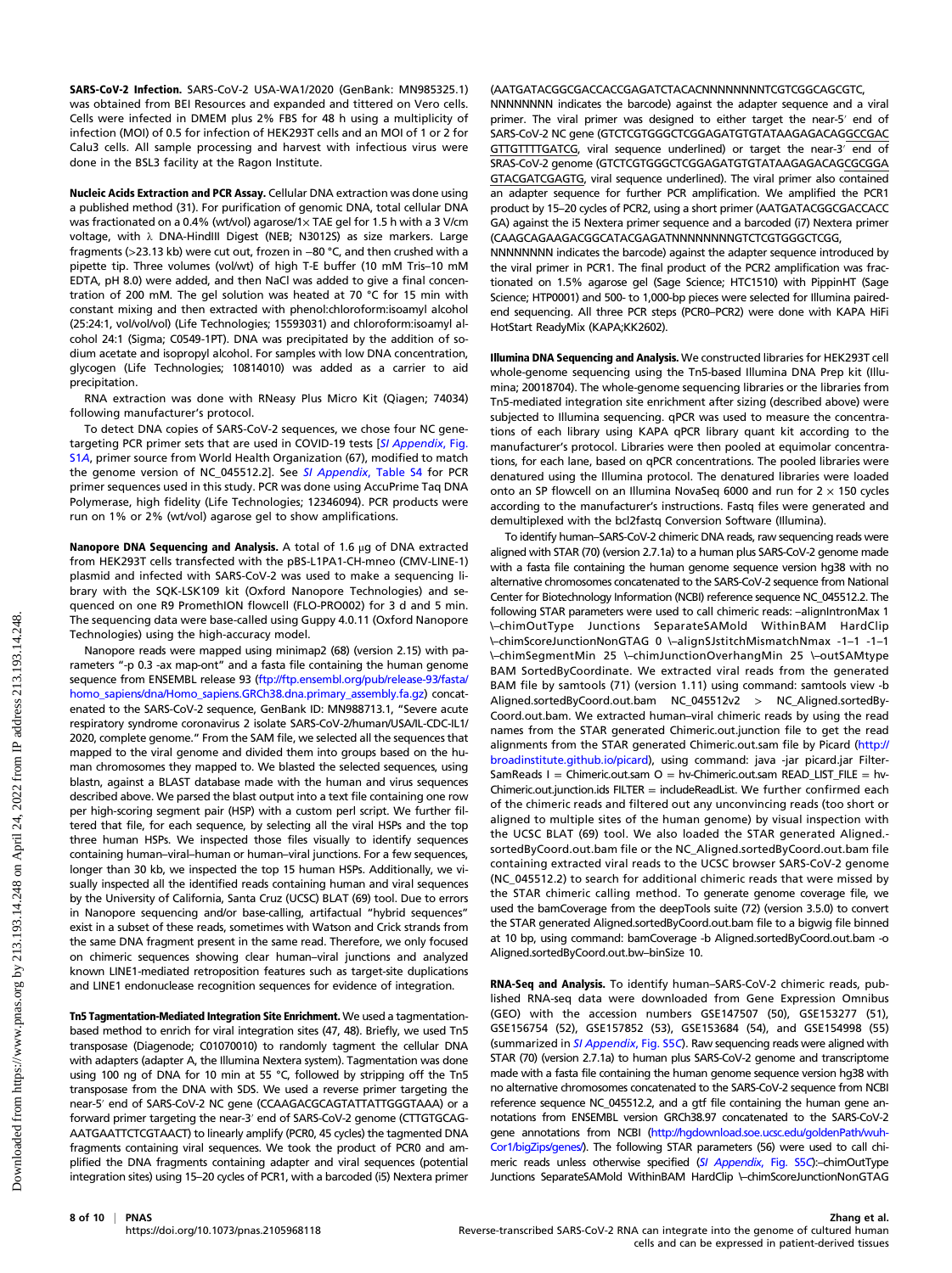**SARS-CoV-2 Infection.** SARS-CoV-2 USA-WA1/2020 (GenBank: MN985325.1) was obtained from BEI Resources and expanded and tittered on Vero cells. Cells were infected in DMEM plus 2% FBS for 48 h using a multiplicity of infection (MOI) of 0.5 for infection of HEK293T cells and an MOI of 1 or 2 for Calu3 cells. All sample processing and harvest with infectious virus were done in the BSL3 facility at the Ragon Institute.

**Nucleic Acids Extraction and PCR Assay.** Cellular DNA extraction was done using a published method (31). For purification of genomic DNA, total cellular DNA was fractionated on a 0.4% (wt/vol) agarose/1× TAE gel for 1.5 h with a 3 V/cm voltage, with λ DNA-HindIII Digest (NEB; N3012S) as size markers. Large fragments (>23.13 kb) were cut out, frozen in −80 °C, and then crushed with a pipette tip. Three volumes (vol/wt) of high T-E buffer (10 mM Tris–10 mM EDTA, pH 8.0) were added, and then NaCl was added to give a final concentration of 200 mM. The gel solution was heated at 70 °C for 15 min with constant mixing and then extracted with phenol:chloroform:isoamyl alcohol (25:24:1, vol/vol/vol) (Life Technologies; 15593031) and chloroform:isoamyl alcohol 24:1 (Sigma; C0549-1PT). DNA was precipitated by the addition of sodium acetate and isopropyl alcohol. For samples with low DNA concentration, glycogen (Life Technologies; 10814010) was added as a carrier to aid precipitation.

RNA extraction was done with RNeasy Plus Micro Kit (Qiagen; 74034) following manufacturer's protocol.

To detect DNA copies of SARS-CoV-2 sequences, we chose four NC gene-targeting PCR primer sets that are used in COVID-19 tests [*SI Appendix*, Fig. S1A, primer source from World Health Organization (67), modified to match the genome version of NC_045512.2]. See *SI Appendix*, Table S4 for PCR primer sequences used in this study. PCR was done using AccuPrime Taq DNA Polymerase, high fidelity (Life Technologies; 12346094). PCR products were run on 1% or 2% (wt/vol) agarose gel to show amplifications.

**Nanopore DNA Sequencing and Analysis.** A total of 1.6 μg of DNA extracted from HEK293T cells transfected with the pBS-L1PA1-CH-mneo (CMV-LINE-1) plasmid and infected with SARS-CoV-2 was used to make a sequencing library with the SQK-LSK109 kit (Oxford Nanopore Technologies) and sequenced on one R9 PromethION flowcell (FLO-PRO002) for 3 d and 5 min. The sequencing data were base-called using Guppy 4.0.11 (Oxford Nanopore Technologies) using the high-accuracy model.

Nanopore reads were mapped using minimap2 (68) (version 2.15) with parameters "-p 0.3 -ax map-ont" and a fasta file containing the human genome sequence from ENSEMBL release 93 (ftp://ftp.ensembl.org/pub/release-93/fasta/homo_sapiens/dna/Homo_sapiens.GRCh38.dna.primary_assembly.fa.gz) concatenated to the SARS-CoV-2 sequence, GenBank ID: MN988713.1, "Severe acute respiratory syndrome coronavirus 2 isolate SARS-CoV-2/human/USA/IL-CDC-IL1/2020, complete genome." From the SAM file, we selected all the sequences that mapped to the viral genome and divided them into groups based on the human chromosomes they mapped to. We blasted the selected sequences, using blastn, against a BLAST database made with the human and virus sequences described above. We parsed the blast output into a text file containing one row per high-scoring segment pair (HSP) with a custom perl script. We further filtered that file, for each sequence, by selecting all the viral HSPs and the top three human HSPs. We inspected those files visually to identify sequences containing human–viral–human or human–viral junctions. For a few sequences, longer than 30 kb, we inspected the top 15 human HSPs. Additionally, we visually inspected all the identified reads containing human and viral sequences by the University of California, Santa Cruz (UCSC) BLAT (69) tool. Due to errors in Nanopore sequencing and/or base-calling, artifactual "hybrid sequences" exist in a subset of these reads, sometimes with Watson and Crick strands from the same DNA fragment present in the same read. Therefore, we only focused on chimeric sequences showing clear human–viral junctions and analyzed known LINE1-mediated retroposition features such as target-site duplications and LINE1 endonuclease recognition sequences for evidence of integration.

**Tn5 Tagmentation-Mediated Integration Site Enrichment.** We used a tagmentation-based method to enrich for viral integration sites (47, 48). Briefly, we used Tn5 transposase (Diagenode; C01070010) to randomly tagment the cellular DNA with adapters (adapter A, the Illumina Nextera system). Tagmentation was done using 100 ng of DNA for 10 min at 55 °C, followed by stripping off the Tn5 transposase from the DNA with SDS. We used a reverse primer targeting the near-5′ end of SARS-CoV-2 NC gene (CCAAGACGCAGTATTATTGGGTAAA) or a forward primer targeting the near-3′ end of SARS-CoV-2 genome (CTTGTGCAGAATGAATTCTCGTAACT) to linearly amplify (PCR0, 45 cycles) the tagmented DNA fragments containing viral sequences. We took the product of PCR0 and amplified the DNA fragments containing adapter and viral sequences (potential integration sites) using 15–20 cycles of PCR1, with a barcoded (i5) Nextera primer (AATGATACGGCGACCACCGAGATCTACACNNNNNNNNTCGTCGGCAGCGTC, NNNNNNNN indicates the barcode) against the adapter sequence and a viral primer. The viral primer was designed to either target the near-5′ end of SARS-CoV-2 NC gene (GTCTCGTGGGCTCGGAGATGTGTATAAGAGACAG<u>GCCGACGTTGTTTTGATCG</u>, viral sequence underlined) or target the near-3′ end of SRAS-CoV-2 genome (GTCTCGTGGGCTCGGAGATGTGTATAAGAGACAG<u>CGCGGAGTACGATCGAGTG</u>, viral sequence underlined). The viral primer also contained an adapter sequence for further PCR amplification. We amplified the PCR1 product by 15–20 cycles of PCR2, using a short primer (AATGATACGGCGACCACCGA) against the i5 Nextera primer sequence and a barcoded (i7) Nextera primer (CAAGCAGAAGACGGCATACGAGATNNNNNNNNGTCTCGTGGGCTCGG, NNNNNNNN indicates the barcode) against the adapter sequence introduced by the viral primer in PCR1. The final product of the PCR2 amplification was fractionated on 1.5% agarose gel (Sage Science; HTC1510) with PippinHT (Sage Science; HTP0001) and 500- to 1,000-bp pieces were selected for Illumina paired-end sequencing. All three PCR steps (PCR0–PCR2) were done with KAPA HiFi HotStart ReadyMix (KAPA;KK2602).

**Illumina DNA Sequencing and Analysis.** We constructed libraries for HEK293T cell whole-genome sequencing using the Tn5-based Illumina DNA Prep kit (Illumina; 20018704). The whole-genome sequencing libraries or the libraries from Tn5-mediated integration site enrichment after sizing (described above) were subjected to Illumina sequencing. qPCR was used to measure the concentrations of each library using KAPA qPCR library quant kit according to the manufacturer's protocol. Libraries were then pooled at equimolar concentrations, for each lane, based on qPCR concentrations. The pooled libraries were denatured using the Illumina protocol. The denatured libraries were loaded onto an SP flowcell on an Illumina NovaSeq 6000 and run for 2 × 150 cycles according to the manufacturer's instructions. Fastq files were generated and demultiplexed with the bcl2fastq Conversion Software (Illumina).

To identify human–SARS-CoV-2 chimeric DNA reads, raw sequencing reads were aligned with STAR (70) (version 2.7.1a) to a human plus SARS-CoV-2 genome made with a fasta file containing the human genome sequence version hg38 with no alternative chromosomes concatenated to the SARS-CoV-2 sequence from National Center for Biotechnology Information (NCBI) reference sequence NC_045512.2. The following STAR parameters were used to call chimeric reads: –alignIntronMax 1 \–chimOutType Junctions SeparateSAMold WithinBAM HardClip \–chimScoreJunctionNonGTAG 0 \–alignSJstitchMismatchNmax -1–1 -1–1 \–chimSegmentMin 25 \–chimJunctionOverhangMin 25 \–outSAMtype BAM SortedByCoordinate. We extracted viral reads from the generated BAM file by samtools (71) (version 1.11) using command: samtools view -b Aligned.sortedByCoord.out.bam NC_045512v2 > NC_Aligned.sortedByCoord.out.bam. We extracted human–viral chimeric reads by using the read names from the STAR generated Chimeric.out.junction file to get the read alignments from the STAR generated Chimeric.out.sam file by Picard (http://broadinstitute.github.io/picard), using command: java -jar picard.jar FilterSamReads I = Chimeric.out.sam O = hv-Chimeric.out.sam READ_LIST_FILE = hv-Chimeric.out.junction.ids FILTER = includeReadList. We further confirmed each of the chimeric reads and filtered out any unconvincing reads (too short or aligned to multiple sites of the human genome) by visual inspection with the UCSC BLAT (69) tool. We also loaded the STAR generated Aligned.sortedByCoord.out.bam file or the NC_Aligned.sortedByCoord.out.bam file containing extracted viral reads to the UCSC browser SARS-CoV-2 genome (NC_045512.2) to search for additional chimeric reads that were missed by the STAR chimeric calling method. To generate genome coverage file, we used the bamCoverage from the deepTools suite (72) (version 3.5.0) to convert the STAR generated Aligned.sortedByCoord.out.bam file to a bigwig file binned at 10 bp, using command: bamCoverage -b Aligned.sortedByCoord.out.bam -o Aligned.sortedByCoord.out.bw–binSize 10.

**RNA-Seq and Analysis.** To identify human–SARS-CoV-2 chimeric reads, published RNA-seq data were downloaded from Gene Expression Omnibus (GEO) with the accession numbers GSE147507 (50), GSE153277 (51), GSE156754 (52), GSE157852 (53), GSE153684 (54), and GSE154998 (55) (summarized in *SI Appendix*, Fig. S5C). Raw sequencing reads were aligned with STAR (70) (version 2.7.1a) to human plus SARS-CoV-2 genome and transcriptome made with a fasta file containing the human genome sequence version hg38 with no alternative chromosomes concatenated to the SARS-CoV-2 sequence from NCBI reference sequence NC_045512.2, and a gtf file containing the human gene annotations from ENSEMBL version GRCh38.97 concatenated to the SARS-CoV-2 gene annotations from NCBI (http://hgdownload.soe.ucsc.edu/goldenPath/wuhCor1/bigZips/genes/). The following STAR parameters (56) were used to call chimeric reads unless otherwise specified (*SI Appendix*, Fig. S5C):–chimOutType Junctions SeparateSAMold WithinBAM HardClip \–chimScoreJunctionNonGTAG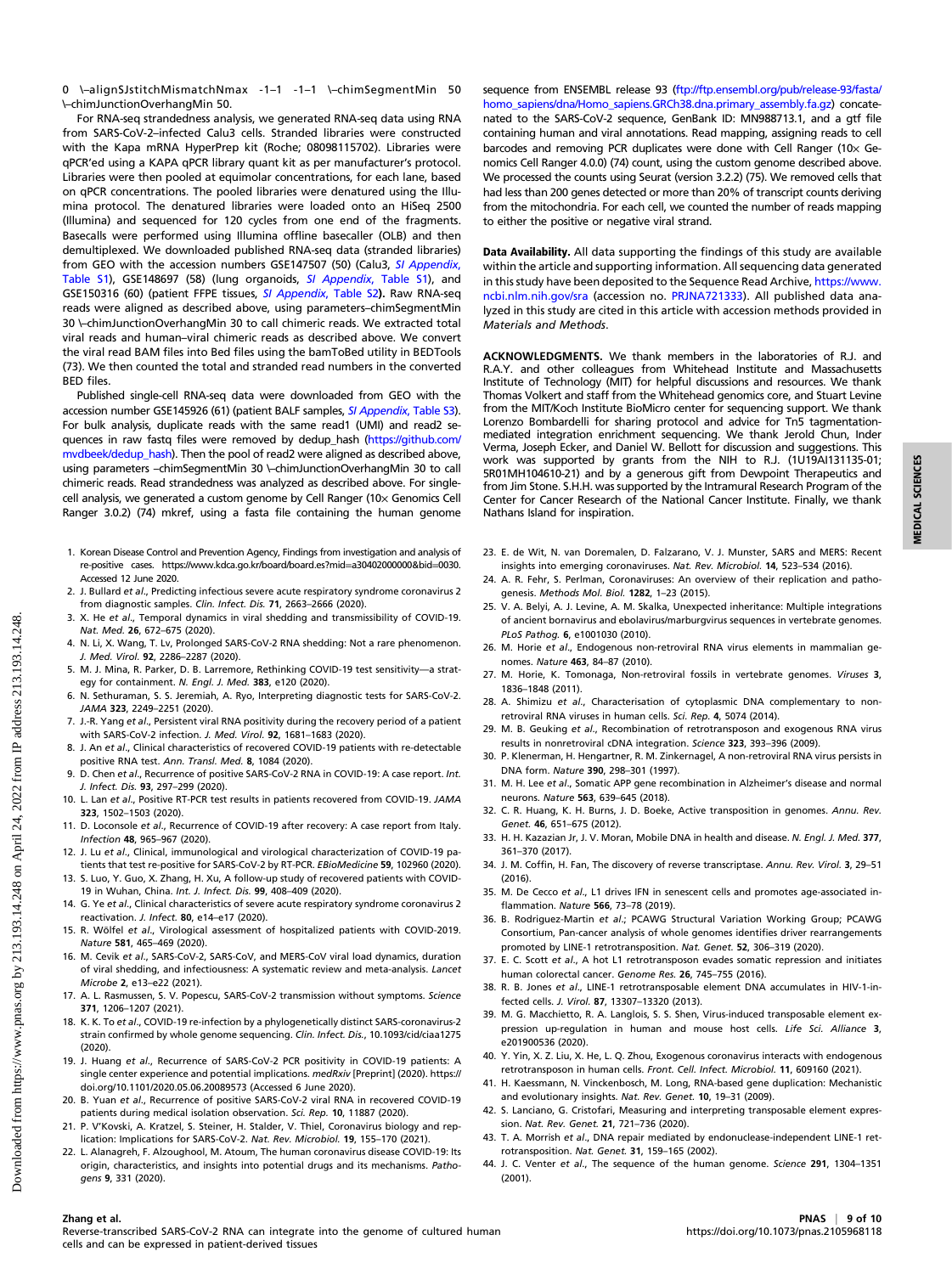0 \--alignSJstitchMismatchNmax -1–1 -1–1 \--chimSegmentMin 50 \--chimJunctionOverhangMin 50.

For RNA-seq strandedness analysis, we generated RNA-seq data using RNA from SARS-CoV-2–infected Calu3 cells. Stranded libraries were constructed with the Kapa mRNA HyperPrep kit (Roche; 08098115702). Libraries were qPCR'ed using a KAPA qPCR library quant kit as per manufacturer's protocol. Libraries were then pooled at equimolar concentrations, for each lane, based on qPCR concentrations. The pooled libraries were denatured using the Illumina protocol. The denatured libraries were loaded onto an HiSeq 2500 (Illumina) and sequenced for 120 cycles from one end of the fragments. Basecalls were performed using Illumina offline basecaller (OLB) and then demultiplexed. We downloaded published RNA-seq data (stranded libraries) from GEO with the accession numbers GSE147507 (50) (Calu3, *SI Appendix*, Table S1), GSE148697 (58) (lung organoids, *SI Appendix*, Table S1), and GSE150316 (60) (patient FFPE tissues, *SI Appendix*, Table S2**)**. Raw RNA-seq reads were aligned as described above, using parameters–chimSegmentMin 30 \--chimJunctionOverhangMin 30 to call chimeric reads. We extracted total viral reads and human–viral chimeric reads as described above. We convert the viral read BAM files into Bed files using the bamToBed utility in BEDTools (73). We then counted the total and stranded read numbers in the converted BED files.

Published single-cell RNA-seq data were downloaded from GEO with the accession number GSE145926 (61) (patient BALF samples, *SI Appendix*, Table S3). For bulk analysis, duplicate reads with the same read1 (UMI) and read2 sequences in raw fastq files were removed by dedup_hash (https://github.com/mvdbeek/dedup_hash). Then the pool of read2 were aligned as described above, using parameters –chimSegmentMin 30 \--chimJunctionOverhangMin 30 to call chimeric reads. Read strandedness was analyzed as described above. For single-cell analysis, we generated a custom genome by Cell Ranger (10× Genomics Cell Ranger 3.0.2) (74) mkref, using a fasta file containing the human genome sequence from ENSEMBL release 93 (ftp://ftp.ensembl.org/pub/release-93/fasta/homo_sapiens/dna/Homo_sapiens.GRCh38.dna.primary_assembly.fa.gz) concatenated to the SARS-CoV-2 sequence, GenBank ID: MN988713.1, and a gtf file containing human and viral annotations. Read mapping, assigning reads to cell barcodes and removing PCR duplicates were done with Cell Ranger (10× Genomics Cell Ranger 4.0.0) (74) count, using the custom genome described above. We processed the counts using Seurat (version 3.2.2) (75). We removed cells that had less than 200 genes detected or more than 20% of transcript counts deriving from the mitochondria. For each cell, we counted the number of reads mapping to either the positive or negative viral strand.

**Data Availability.** All data supporting the findings of this study are available within the article and supporting information. All sequencing data generated in this study have been deposited to the Sequence Read Archive, https://www.ncbi.nlm.nih.gov/sra (accession no. PRJNA721333). All published data analyzed in this study are cited in this article with accession methods provided in *Materials and Methods*.

**ACKNOWLEDGMENTS.** We thank members in the laboratories of R.J. and R.A.Y. and other colleagues from Whitehead Institute and Massachusetts Institute of Technology (MIT) for helpful discussions and resources. We thank Thomas Volkert and staff from the Whitehead genomics core, and Stuart Levine from the MIT/Koch Institute BioMicro center for sequencing support. We thank Lorenzo Bombardelli for sharing protocol and advice for Tn5 tagmentation-mediated integration enrichment sequencing. We thank Jerold Chun, Inder Verma, Joseph Ecker, and Daniel W. Bellott for discussion and suggestions. This work was supported by grants from the NIH to R.J. (1U19AI131135-01; 5R01MH104610-21) and by a generous gift from Dewpoint Therapeutics and from Jim Stone. S.H.H. was supported by the Intramural Research Program of the Center for Cancer Research of the National Cancer Institute. Finally, we thank Nathans Island for inspiration.

1. Korean Disease Control and Prevention Agency, Findings from investigation and analysis of re-positive cases. https://www.kdca.go.kr/board/board.es?mid=a30402000000&bid=0030. Accessed 12 June 2020.
2. J. Bullard *et al*., Predicting infectious severe acute respiratory syndrome coronavirus 2 from diagnostic samples. *Clin. Infect. Dis.* **71**, 2663–2666 (2020).
3. X. He *et al*., Temporal dynamics in viral shedding and transmissibility of COVID-19. *Nat. Med.* **26**, 672–675 (2020).
4. N. Li, X. Wang, T. Lv, Prolonged SARS-CoV-2 RNA shedding: Not a rare phenomenon. *J. Med. Virol.* **92**, 2286–2287 (2020).
5. M. J. Mina, R. Parker, D. B. Larremore, Rethinking COVID-19 test sensitivity—a strategy for containment. *N. Engl. J. Med.* **383**, e120 (2020).
6. N. Sethuraman, S. S. Jeremiah, A. Ryo, Interpreting diagnostic tests for SARS-CoV-2. *JAMA* **323**, 2249–2251 (2020).
7. J.-R. Yang *et al*., Persistent viral RNA positivity during the recovery period of a patient with SARS-CoV-2 infection. *J. Med. Virol.* **92**, 1681–1683 (2020).
8. J. An *et al*., Clinical characteristics of recovered COVID-19 patients with re-detectable positive RNA test. *Ann. Transl. Med.* **8**, 1084 (2020).
9. D. Chen *et al*., Recurrence of positive SARS-CoV-2 RNA in COVID-19: A case report. *Int. J. Infect. Dis.* **93**, 297–299 (2020).
10. L. Lan *et al*., Positive RT-PCR test results in patients recovered from COVID-19. *JAMA* **323**, 1502–1503 (2020).
11. D. Loconsole *et al*., Recurrence of COVID-19 after recovery: A case report from Italy. *Infection* **48**, 965–967 (2020).
12. J. Lu *et al*., Clinical, immunological and virological characterization of COVID-19 patients that test re-positive for SARS-CoV-2 by RT-PCR. *EBioMedicine* **59**, 102960 (2020).
13. S. Luo, Y. Guo, X. Zhang, H. Xu, A follow-up study of recovered patients with COVID-19 in Wuhan, China. *Int. J. Infect. Dis.* **99**, 408–409 (2020).
14. G. Ye *et al*., Clinical characteristics of severe acute respiratory syndrome coronavirus 2 reactivation. *J. Infect.* **80**, e14–e17 (2020).
15. R. Wölfel *et al*., Virological assessment of hospitalized patients with COVID-2019. *Nature* **581**, 465–469 (2020).
16. M. Cevik *et al*., SARS-CoV-2, SARS-CoV, and MERS-CoV viral load dynamics, duration of viral shedding, and infectiousness: A systematic review and meta-analysis. *Lancet Microbe* **2**, e13–e22 (2021).
17. A. L. Rasmussen, S. V. Popescu, SARS-CoV-2 transmission without symptoms. *Science* **371**, 1206–1207 (2021).
18. K. K. To *et al*., COVID-19 re-infection by a phylogenetically distinct SARS-coronavirus-2 strain confirmed by whole genome sequencing. *Clin. Infect. Dis.*, 10.1093/cid/ciaa1275 (2020).
19. J. Huang *et al*., Recurrence of SARS-CoV-2 PCR positivity in COVID-19 patients: A single center experience and potential implications. *medRxiv* [Preprint] (2020). https://doi.org/10.1101/2020.05.06.20089573 (Accessed 6 June 2020).
20. B. Yuan *et al*., Recurrence of positive SARS-CoV-2 viral RNA in recovered COVID-19 patients during medical isolation observation. *Sci. Rep.* **10**, 11887 (2020).
21. P. V'Kovski, A. Kratzel, S. Steiner, H. Stalder, V. Thiel, Coronavirus biology and replication: Implications for SARS-CoV-2. *Nat. Rev. Microbiol.* **19**, 155–170 (2021).
22. L. Alanagreh, F. Alzoughool, M. Atoum, The human coronavirus disease COVID-19: Its origin, characteristics, and insights into potential drugs and its mechanisms. *Pathogens* **9**, 331 (2020).
23. E. de Wit, N. van Doremalen, D. Falzarano, V. J. Munster, SARS and MERS: Recent insights into emerging coronaviruses. *Nat. Rev. Microbiol.* **14**, 523–534 (2016).
24. A. R. Fehr, S. Perlman, Coronaviruses: An overview of their replication and pathogenesis. *Methods Mol. Biol.* **1282**, 1–23 (2015).
25. V. A. Belyi, A. J. Levine, A. M. Skalka, Unexpected inheritance: Multiple integrations of ancient bornavirus and ebolavirus/marburgvirus sequences in vertebrate genomes. *PLoS Pathog.* **6**, e1001030 (2010).
26. M. Horie *et al*., Endogenous non-retroviral RNA virus elements in mammalian genomes. *Nature* **463**, 84–87 (2010).
27. M. Horie, K. Tomonaga, Non-retroviral fossils in vertebrate genomes. *Viruses* **3**, 1836–1848 (2011).
28. A. Shimizu *et al*., Characterisation of cytoplasmic DNA complementary to non-retroviral RNA viruses in human cells. *Sci. Rep.* **4**, 5074 (2014).
29. M. B. Geuking *et al*., Recombination of retrotransposon and exogenous RNA virus results in nonretroviral cDNA integration. *Science* **323**, 393–396 (2009).
30. P. Klenerman, H. Hengartner, R. M. Zinkernagel, A non-retroviral RNA virus persists in DNA form. *Nature* **390**, 298–301 (1997).
31. M. H. Lee *et al*., Somatic APP gene recombination in Alzheimer's disease and normal neurons. *Nature* **563**, 639–645 (2018).
32. C. R. Huang, K. H. Burns, J. D. Boeke, Active transposition in genomes. *Annu. Rev. Genet.* **46**, 651–675 (2012).
33. H. H. Kazazian Jr, J. V. Moran, Mobile DNA in health and disease. *N. Engl. J. Med.* **377**, 361–370 (2017).
34. J. M. Coffin, H. Fan, The discovery of reverse transcriptase. *Annu. Rev. Virol.* **3**, 29–51 (2016).
35. M. De Cecco *et al*., L1 drives IFN in senescent cells and promotes age-associated inflammation. *Nature* **566**, 73–78 (2019).
36. B. Rodriguez-Martin *et al*.; PCAWG Structural Variation Working Group; PCAWG Consortium, Pan-cancer analysis of whole genomes identifies driver rearrangements promoted by LINE-1 retrotransposition. *Nat. Genet.* **52**, 306–319 (2020).
37. E. C. Scott *et al*., A hot L1 retrotransposon evades somatic repression and initiates human colorectal cancer. *Genome Res.* **26**, 745–755 (2016).
38. R. B. Jones *et al*., LINE-1 retrotransposable element DNA accumulates in HIV-1-infected cells. *J. Virol.* **87**, 13307–13320 (2013).
39. M. G. Macchietto, R. A. Langlois, S. S. Shen, Virus-induced transposable element expression up-regulation in human and mouse host cells. *Life Sci. Alliance* **3**, e201900536 (2020).
40. Y. Yin, X. Z. Liu, X. He, L. Q. Zhou, Exogenous coronavirus interacts with endogenous retrotransposon in human cells. *Front. Cell. Infect. Microbiol.* **11**, 609160 (2021).
41. H. Kaessmann, N. Vinckenbosch, M. Long, RNA-based gene duplication: Mechanistic and evolutionary insights. *Nat. Rev. Genet.* **10**, 19–31 (2009).
42. S. Lanciano, G. Cristofari, Measuring and interpreting transposable element expression. *Nat. Rev. Genet.* **21**, 721–736 (2020).
43. T. A. Morrish *et al*., DNA repair mediated by endonuclease-independent LINE-1 retrotransposition. *Nat. Genet.* **31**, 159–165 (2002).
44. J. C. Venter *et al*., The sequence of the human genome. *Science* **291**, 1304–1351 (2001).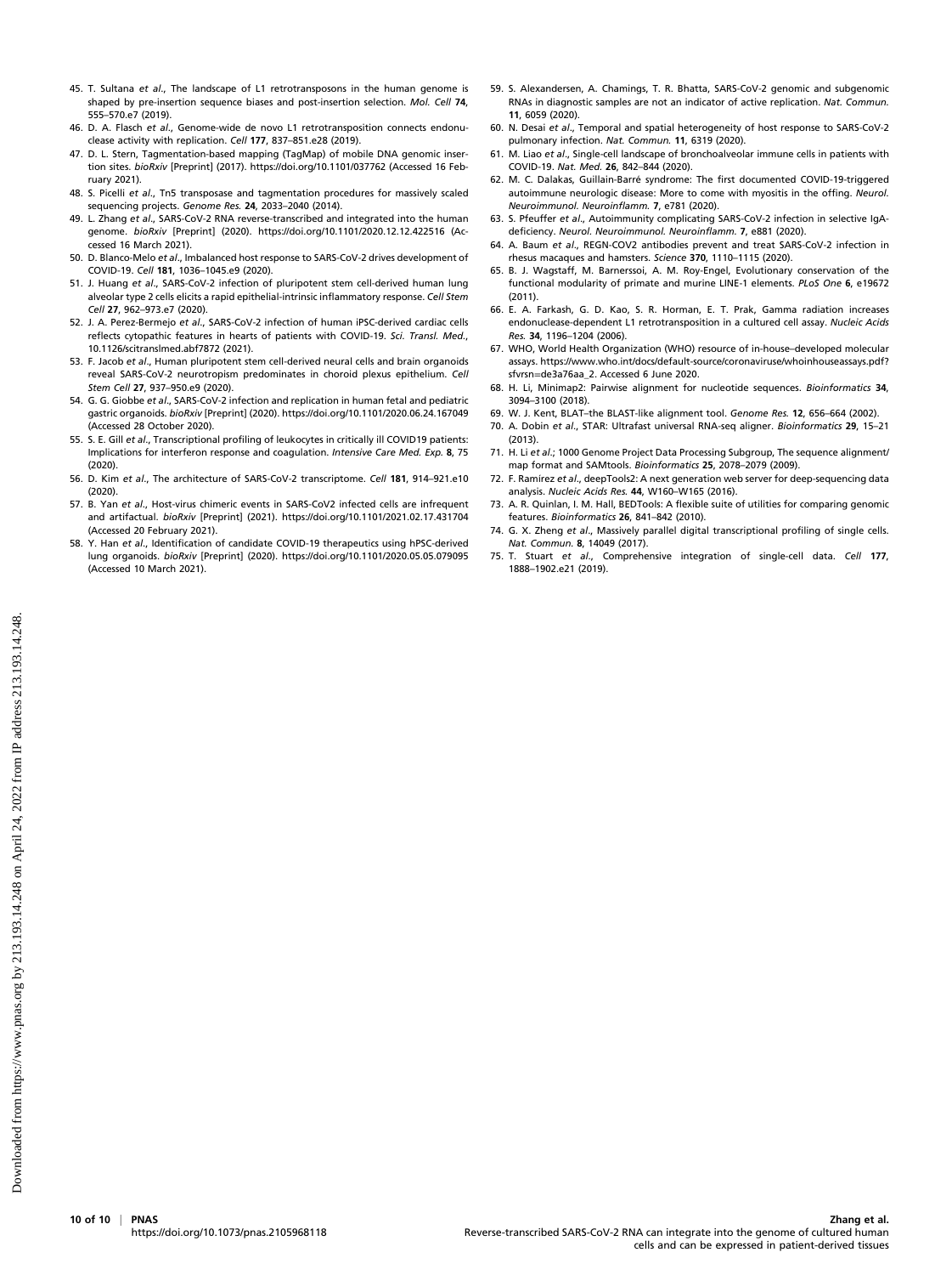45. T. Sultana *et al*., The landscape of L1 retrotransposons in the human genome is shaped by pre-insertion sequence biases and post-insertion selection. *Mol. Cell* **74**, 555–570.e7 (2019).
46. D. A. Flasch *et al*., Genome-wide de novo L1 retrotransposition connects endonuclease activity with replication. *Cell* **177**, 837–851.e28 (2019).
47. D. L. Stern, Tagmentation-based mapping (TagMap) of mobile DNA genomic insertion sites. *bioRxiv* [Preprint] (2017). https://doi.org/10.1101/037762 (Accessed 16 February 2021).
48. S. Picelli *et al*., Tn5 transposase and tagmentation procedures for massively scaled sequencing projects. *Genome Res.* **24**, 2033–2040 (2014).
49. L. Zhang *et al*., SARS-CoV-2 RNA reverse-transcribed and integrated into the human genome. *bioRxiv* [Preprint] (2020). https://doi.org/10.1101/2020.12.12.422516 (Accessed 16 March 2021).
50. D. Blanco-Melo *et al*., Imbalanced host response to SARS-CoV-2 drives development of COVID-19. *Cell* **181**, 1036–1045.e9 (2020).
51. J. Huang *et al*., SARS-CoV-2 infection of pluripotent stem cell-derived human lung alveolar type 2 cells elicits a rapid epithelial-intrinsic inflammatory response. *Cell Stem Cell* **27**, 962–973.e7 (2020).
52. J. A. Perez-Bermejo *et al*., SARS-CoV-2 infection of human iPSC-derived cardiac cells reflects cytopathic features in hearts of patients with COVID-19. *Sci. Transl. Med.*, 10.1126/scitranslmed.abf7872 (2021).
53. F. Jacob *et al*., Human pluripotent stem cell-derived neural cells and brain organoids reveal SARS-CoV-2 neurotropism predominates in choroid plexus epithelium. *Cell Stem Cell* **27**, 937–950.e9 (2020).
54. G. G. Giobbe *et al*., SARS-CoV-2 infection and replication in human fetal and pediatric gastric organoids. *bioRxiv* [Preprint] (2020). https://doi.org/10.1101/2020.06.24.167049 (Accessed 28 October 2020).
55. S. E. Gill *et al*., Transcriptional profiling of leukocytes in critically ill COVID19 patients: Implications for interferon response and coagulation. *Intensive Care Med. Exp.* **8**, 75 (2020).
56. D. Kim *et al*., The architecture of SARS-CoV-2 transcriptome. *Cell* **181**, 914–921.e10 (2020).
57. B. Yan *et al*., Host-virus chimeric events in SARS-CoV2 infected cells are infrequent and artifactual. *bioRxiv* [Preprint] (2021). https://doi.org/10.1101/2021.02.17.431704 (Accessed 20 February 2021).
58. Y. Han *et al*., Identification of candidate COVID-19 therapeutics using hPSC-derived lung organoids. *bioRxiv* [Preprint] (2020). https://doi.org/10.1101/2020.05.05.079095 (Accessed 10 March 2021).
59. S. Alexandersen, A. Chamings, T. R. Bhatta, SARS-CoV-2 genomic and subgenomic RNAs in diagnostic samples are not an indicator of active replication. *Nat. Commun.* **11**, 6059 (2020).
60. N. Desai *et al*., Temporal and spatial heterogeneity of host response to SARS-CoV-2 pulmonary infection. *Nat. Commun.* **11**, 6319 (2020).
61. M. Liao *et al*., Single-cell landscape of bronchoalveolar immune cells in patients with COVID-19. *Nat. Med.* **26**, 842–844 (2020).
62. M. C. Dalakas, Guillain-Barré syndrome: The first documented COVID-19-triggered autoimmune neurologic disease: More to come with myositis in the offing. *Neurol. Neuroimmunol. Neuroinflamm.* **7**, e781 (2020).
63. S. Pfeuffer *et al*., Autoimmunity complicating SARS-CoV-2 infection in selective IgA-deficiency. *Neurol. Neuroimmunol. Neuroinflamm.* **7**, e881 (2020).
64. A. Baum *et al*., REGN-COV2 antibodies prevent and treat SARS-CoV-2 infection in rhesus macaques and hamsters. *Science* **370**, 1110–1115 (2020).
65. B. J. Wagstaff, M. Barnerssoi, A. M. Roy-Engel, Evolutionary conservation of the functional modularity of primate and murine LINE-1 elements. *PLoS One* **6**, e19672 (2011).
66. E. A. Farkash, G. D. Kao, S. R. Horman, E. T. Prak, Gamma radiation increases endonuclease-dependent L1 retrotransposition in a cultured cell assay. *Nucleic Acids Res.* **34**, 1196–1204 (2006).
67. WHO, World Health Organization (WHO) resource of in-house–developed molecular assays. https://www.who.int/docs/default-source/coronaviruse/whoinhouseassays.pdf?sfvrsn=de3a76aa_2. Accessed 6 June 2020.
68. H. Li, Minimap2: Pairwise alignment for nucleotide sequences. *Bioinformatics* **34**, 3094–3100 (2018).
69. W. J. Kent, BLAT–the BLAST-like alignment tool. *Genome Res.* **12**, 656–664 (2002).
70. A. Dobin *et al*., STAR: Ultrafast universal RNA-seq aligner. *Bioinformatics* **29**, 15–21 (2013).
71. H. Li *et al*.; 1000 Genome Project Data Processing Subgroup, The sequence alignment/map format and SAMtools. *Bioinformatics* **25**, 2078–2079 (2009).
72. F. Ramírez *et al*., deepTools2: A next generation web server for deep-sequencing data analysis. *Nucleic Acids Res.* **44**, W160–W165 (2016).
73. A. R. Quinlan, I. M. Hall, BEDTools: A flexible suite of utilities for comparing genomic features. *Bioinformatics* **26**, 841–842 (2010).
74. G. X. Zheng *et al*., Massively parallel digital transcriptional profiling of single cells. *Nat. Commun.* **8**, 14049 (2017).
75. T. Stuart *et al*., Comprehensive integration of single-cell data. *Cell* **177**, 1888–1902.e21 (2019).